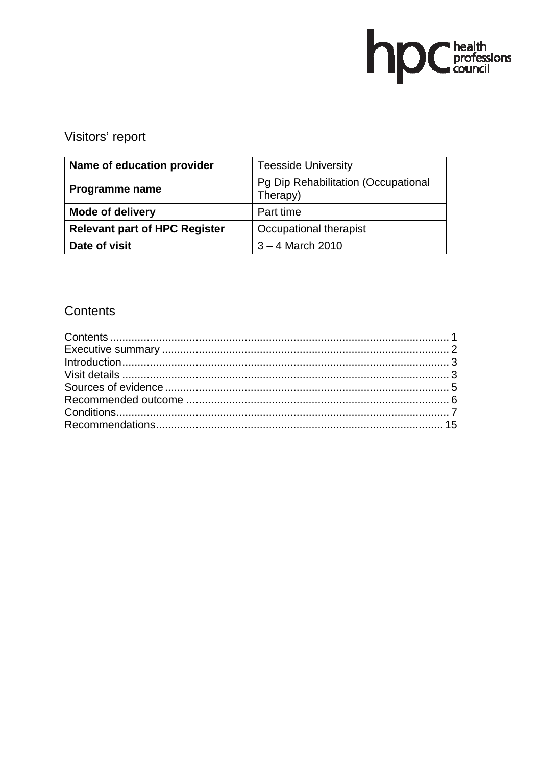# Visitors' report

| Name of education provider | Teesside University |
|---|---|
| **Programme name** | Pg Dip Rehabilitation (Occupational Therapy) |
| **Mode of delivery** | Part time |
| **Relevant part of HPC Register** | Occupational therapist |
| **Date of visit** | 3 – 4 March 2010 |

## Contents

Contents ........................................................................................................ 1
Executive summary ........................................................................................ 2
Introduction..................................................................................................... 3
Visit details ..................................................................................................... 3
Sources of evidence ....................................................................................... 5
Recommended outcome ................................................................................ 6
Conditions....................................................................................................... 7
Recommendations......................................................................................... 15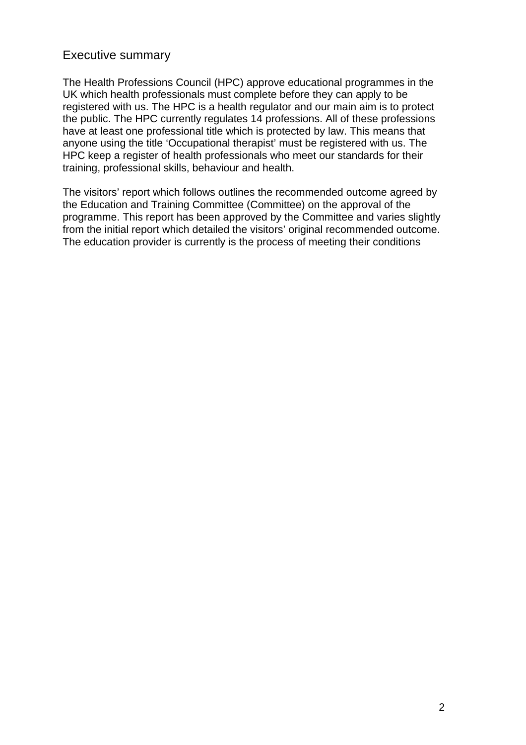## Executive summary

The Health Professions Council (HPC) approve educational programmes in the UK which health professionals must complete before they can apply to be registered with us. The HPC is a health regulator and our main aim is to protect the public. The HPC currently regulates 14 professions. All of these professions have at least one professional title which is protected by law. This means that anyone using the title 'Occupational therapist' must be registered with us. The HPC keep a register of health professionals who meet our standards for their training, professional skills, behaviour and health.

The visitors' report which follows outlines the recommended outcome agreed by the Education and Training Committee (Committee) on the approval of the programme. This report has been approved by the Committee and varies slightly from the initial report which detailed the visitors' original recommended outcome. The education provider is currently is the process of meeting their conditions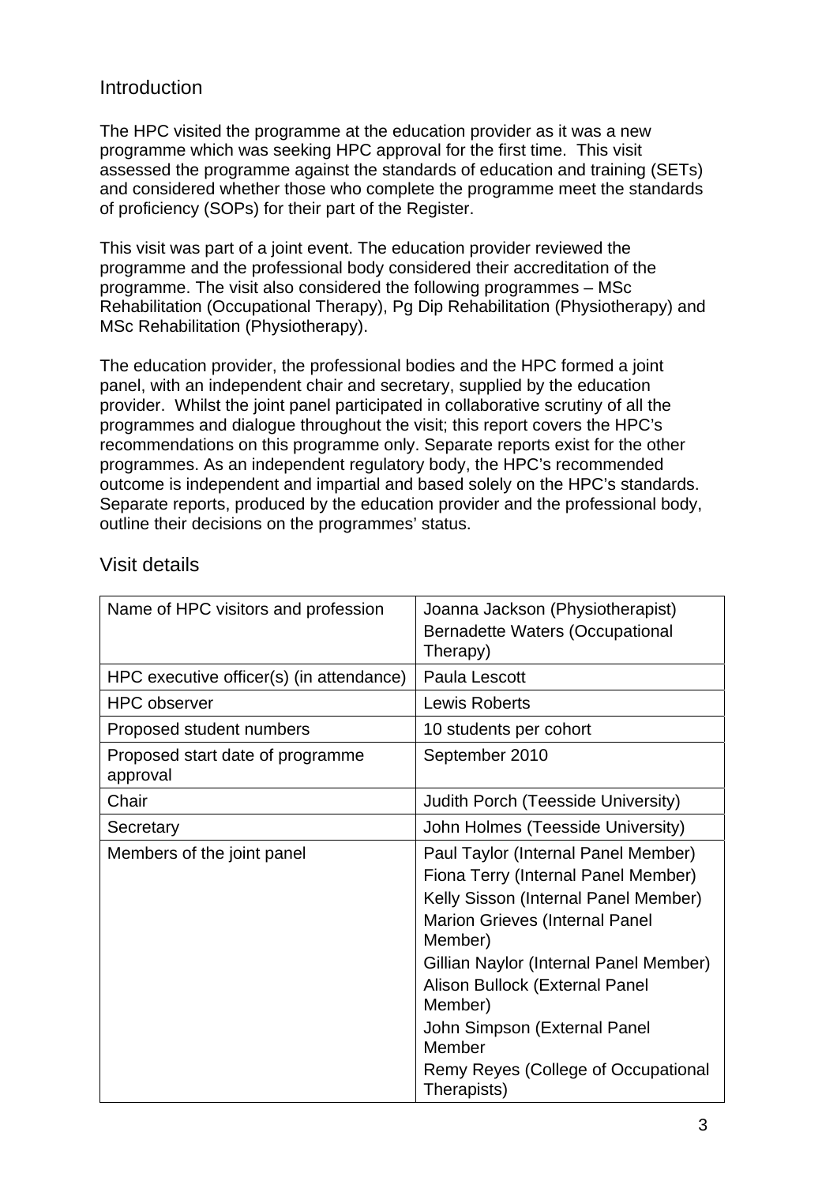## Introduction

The HPC visited the programme at the education provider as it was a new programme which was seeking HPC approval for the first time. This visit assessed the programme against the standards of education and training (SETs) and considered whether those who complete the programme meet the standards of proficiency (SOPs) for their part of the Register.

This visit was part of a joint event. The education provider reviewed the programme and the professional body considered their accreditation of the programme. The visit also considered the following programmes – MSc Rehabilitation (Occupational Therapy), Pg Dip Rehabilitation (Physiotherapy) and MSc Rehabilitation (Physiotherapy).

The education provider, the professional bodies and the HPC formed a joint panel, with an independent chair and secretary, supplied by the education provider. Whilst the joint panel participated in collaborative scrutiny of all the programmes and dialogue throughout the visit; this report covers the HPC's recommendations on this programme only. Separate reports exist for the other programmes. As an independent regulatory body, the HPC's recommended outcome is independent and impartial and based solely on the HPC's standards. Separate reports, produced by the education provider and the professional body, outline their decisions on the programmes' status.

## Visit details

| | |
|---|---|
| Name of HPC visitors and profession | Joanna Jackson (Physiotherapist)<br>Bernadette Waters (Occupational Therapy) |
| HPC executive officer(s) (in attendance) | Paula Lescott |
| HPC observer | Lewis Roberts |
| Proposed student numbers | 10 students per cohort |
| Proposed start date of programme approval | September 2010 |
| Chair | Judith Porch (Teesside University) |
| Secretary | John Holmes (Teesside University) |
| Members of the joint panel | Paul Taylor (Internal Panel Member)<br>Fiona Terry (Internal Panel Member)<br>Kelly Sisson (Internal Panel Member)<br>Marion Grieves (Internal Panel Member)<br>Gillian Naylor (Internal Panel Member)<br>Alison Bullock (External Panel Member)<br>John Simpson (External Panel Member<br>Remy Reyes (College of Occupational Therapists) |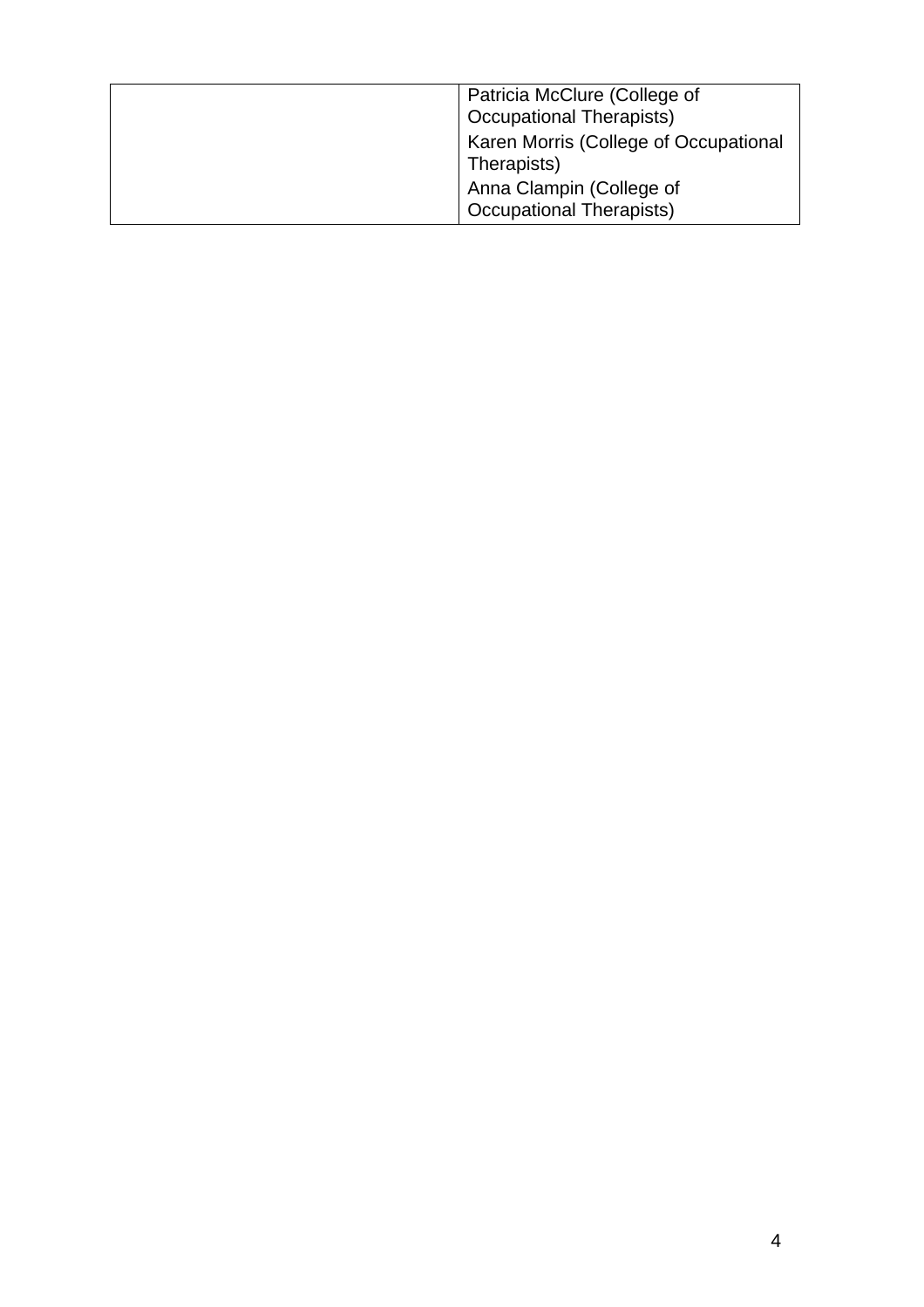| | |
|---|---|
| | Patricia McClure (College of Occupational Therapists)<br>Karen Morris (College of Occupational Therapists)<br>Anna Clampin (College of Occupational Therapists) |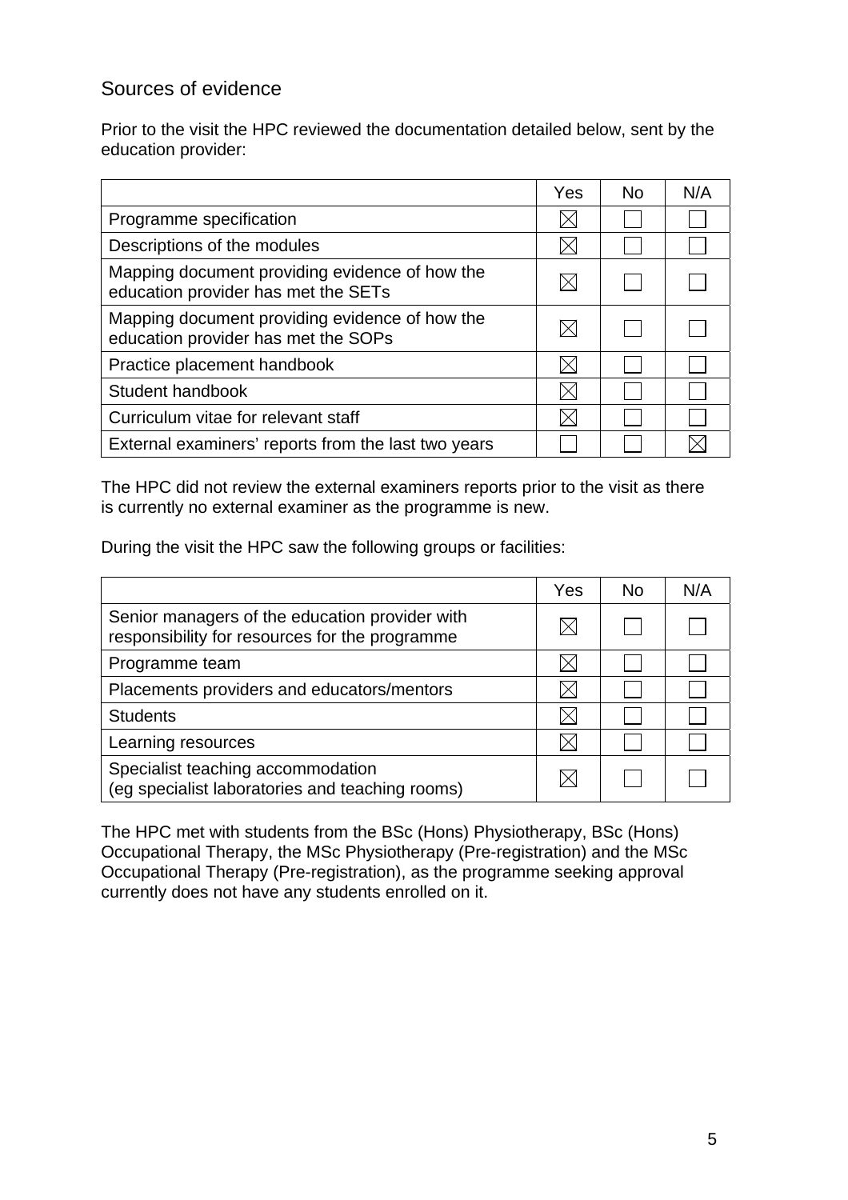## Sources of evidence

Prior to the visit the HPC reviewed the documentation detailed below, sent by the education provider:

| | Yes | No | N/A |
|---|---|---|---|
| Programme specification | ☒ | ☐ | ☐ |
| Descriptions of the modules | ☒ | ☐ | ☐ |
| Mapping document providing evidence of how the education provider has met the SETs | ☒ | ☐ | ☐ |
| Mapping document providing evidence of how the education provider has met the SOPs | ☒ | ☐ | ☐ |
| Practice placement handbook | ☒ | ☐ | ☐ |
| Student handbook | ☒ | ☐ | ☐ |
| Curriculum vitae for relevant staff | ☒ | ☐ | ☐ |
| External examiners' reports from the last two years | ☐ | ☐ | ☒ |

The HPC did not review the external examiners reports prior to the visit as there is currently no external examiner as the programme is new.

During the visit the HPC saw the following groups or facilities:

| | Yes | No | N/A |
|---|---|---|---|
| Senior managers of the education provider with responsibility for resources for the programme | ☒ | ☐ | ☐ |
| Programme team | ☒ | ☐ | ☐ |
| Placements providers and educators/mentors | ☒ | ☐ | ☐ |
| Students | ☒ | ☐ | ☐ |
| Learning resources | ☒ | ☐ | ☐ |
| Specialist teaching accommodation (eg specialist laboratories and teaching rooms) | ☒ | ☐ | ☐ |

The HPC met with students from the BSc (Hons) Physiotherapy, BSc (Hons) Occupational Therapy, the MSc Physiotherapy (Pre-registration) and the MSc Occupational Therapy (Pre-registration), as the programme seeking approval currently does not have any students enrolled on it.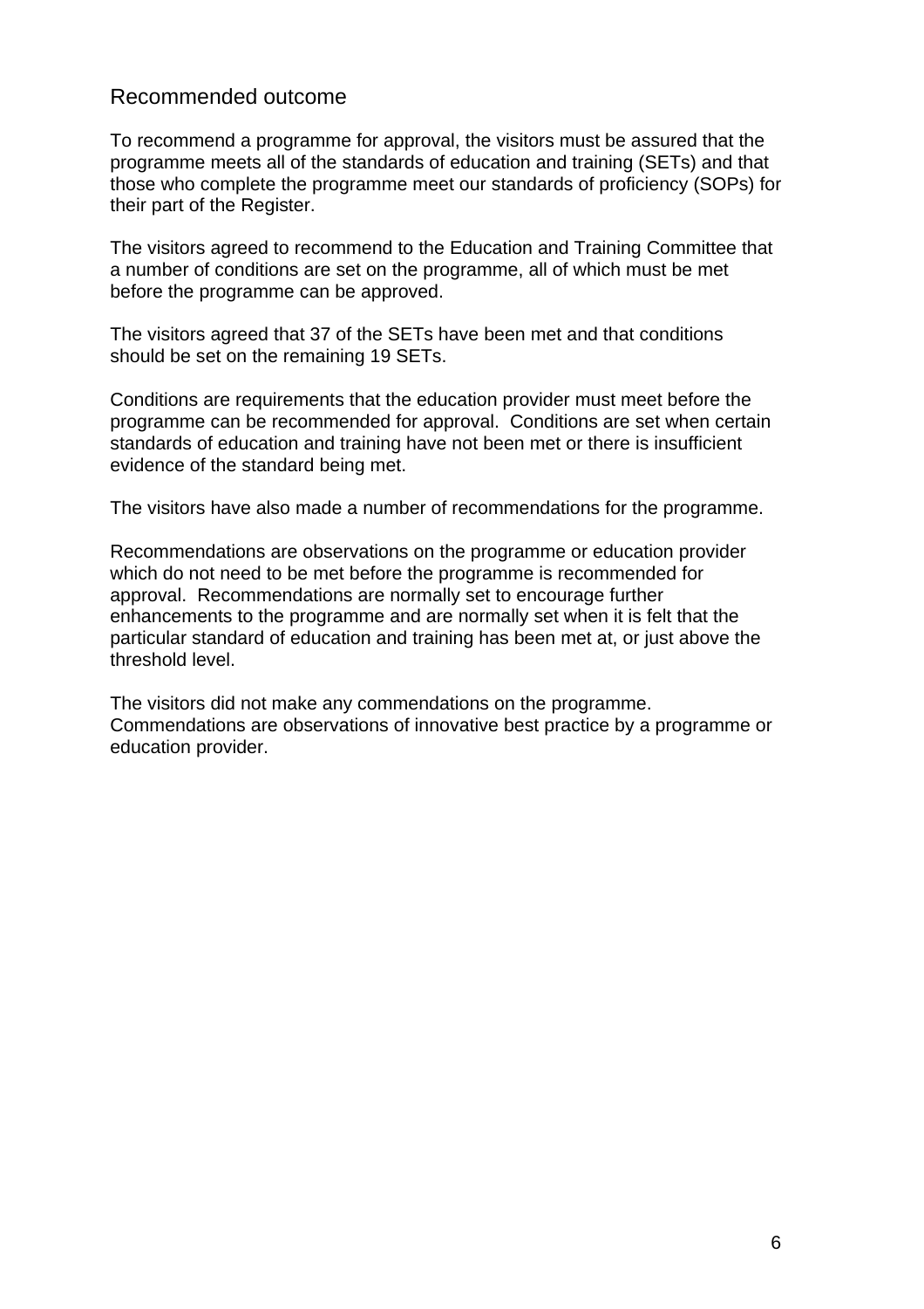## Recommended outcome

To recommend a programme for approval, the visitors must be assured that the programme meets all of the standards of education and training (SETs) and that those who complete the programme meet our standards of proficiency (SOPs) for their part of the Register.

The visitors agreed to recommend to the Education and Training Committee that a number of conditions are set on the programme, all of which must be met before the programme can be approved.

The visitors agreed that 37 of the SETs have been met and that conditions should be set on the remaining 19 SETs.

Conditions are requirements that the education provider must meet before the programme can be recommended for approval. Conditions are set when certain standards of education and training have not been met or there is insufficient evidence of the standard being met.

The visitors have also made a number of recommendations for the programme.

Recommendations are observations on the programme or education provider which do not need to be met before the programme is recommended for approval. Recommendations are normally set to encourage further enhancements to the programme and are normally set when it is felt that the particular standard of education and training has been met at, or just above the threshold level.

The visitors did not make any commendations on the programme. Commendations are observations of innovative best practice by a programme or education provider.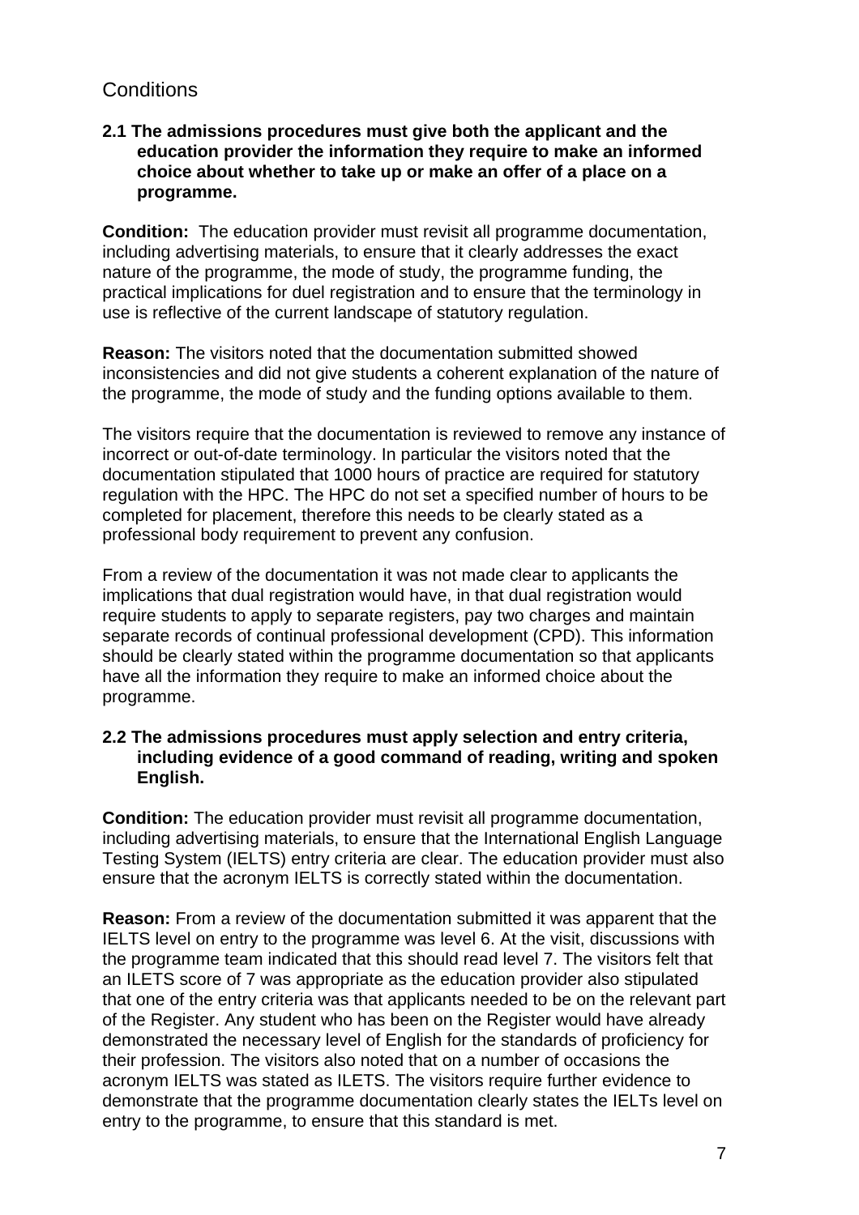## Conditions

**2.1 The admissions procedures must give both the applicant and the education provider the information they require to make an informed choice about whether to take up or make an offer of a place on a programme.**

**Condition:** The education provider must revisit all programme documentation, including advertising materials, to ensure that it clearly addresses the exact nature of the programme, the mode of study, the programme funding, the practical implications for duel registration and to ensure that the terminology in use is reflective of the current landscape of statutory regulation.

**Reason:** The visitors noted that the documentation submitted showed inconsistencies and did not give students a coherent explanation of the nature of the programme, the mode of study and the funding options available to them.

The visitors require that the documentation is reviewed to remove any instance of incorrect or out-of-date terminology. In particular the visitors noted that the documentation stipulated that 1000 hours of practice are required for statutory regulation with the HPC. The HPC do not set a specified number of hours to be completed for placement, therefore this needs to be clearly stated as a professional body requirement to prevent any confusion.

From a review of the documentation it was not made clear to applicants the implications that dual registration would have, in that dual registration would require students to apply to separate registers, pay two charges and maintain separate records of continual professional development (CPD). This information should be clearly stated within the programme documentation so that applicants have all the information they require to make an informed choice about the programme.

**2.2 The admissions procedures must apply selection and entry criteria, including evidence of a good command of reading, writing and spoken English.**

**Condition:** The education provider must revisit all programme documentation, including advertising materials, to ensure that the International English Language Testing System (IELTS) entry criteria are clear. The education provider must also ensure that the acronym IELTS is correctly stated within the documentation.

**Reason:** From a review of the documentation submitted it was apparent that the IELTS level on entry to the programme was level 6. At the visit, discussions with the programme team indicated that this should read level 7. The visitors felt that an ILETS score of 7 was appropriate as the education provider also stipulated that one of the entry criteria was that applicants needed to be on the relevant part of the Register. Any student who has been on the Register would have already demonstrated the necessary level of English for the standards of proficiency for their profession. The visitors also noted that on a number of occasions the acronym IELTS was stated as ILETS. The visitors require further evidence to demonstrate that the programme documentation clearly states the IELTs level on entry to the programme, to ensure that this standard is met.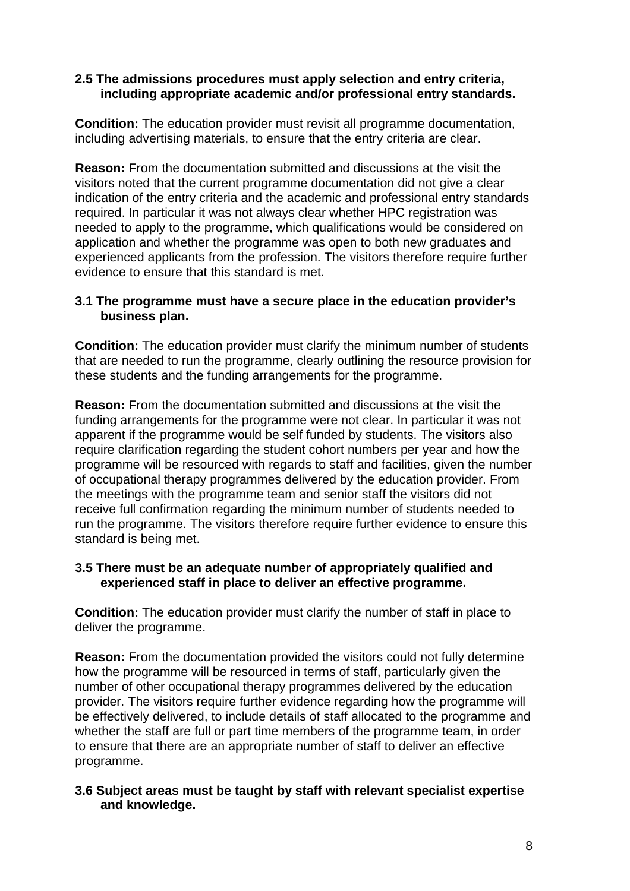**2.5 The admissions procedures must apply selection and entry criteria, including appropriate academic and/or professional entry standards.**

**Condition:** The education provider must revisit all programme documentation, including advertising materials, to ensure that the entry criteria are clear.

**Reason:** From the documentation submitted and discussions at the visit the visitors noted that the current programme documentation did not give a clear indication of the entry criteria and the academic and professional entry standards required. In particular it was not always clear whether HPC registration was needed to apply to the programme, which qualifications would be considered on application and whether the programme was open to both new graduates and experienced applicants from the profession. The visitors therefore require further evidence to ensure that this standard is met.

**3.1 The programme must have a secure place in the education provider's business plan.**

**Condition:** The education provider must clarify the minimum number of students that are needed to run the programme, clearly outlining the resource provision for these students and the funding arrangements for the programme.

**Reason:** From the documentation submitted and discussions at the visit the funding arrangements for the programme were not clear. In particular it was not apparent if the programme would be self funded by students. The visitors also require clarification regarding the student cohort numbers per year and how the programme will be resourced with regards to staff and facilities, given the number of occupational therapy programmes delivered by the education provider. From the meetings with the programme team and senior staff the visitors did not receive full confirmation regarding the minimum number of students needed to run the programme. The visitors therefore require further evidence to ensure this standard is being met.

**3.5 There must be an adequate number of appropriately qualified and experienced staff in place to deliver an effective programme.**

**Condition:** The education provider must clarify the number of staff in place to deliver the programme.

**Reason:** From the documentation provided the visitors could not fully determine how the programme will be resourced in terms of staff, particularly given the number of other occupational therapy programmes delivered by the education provider. The visitors require further evidence regarding how the programme will be effectively delivered, to include details of staff allocated to the programme and whether the staff are full or part time members of the programme team, in order to ensure that there are an appropriate number of staff to deliver an effective programme.

**3.6 Subject areas must be taught by staff with relevant specialist expertise and knowledge.**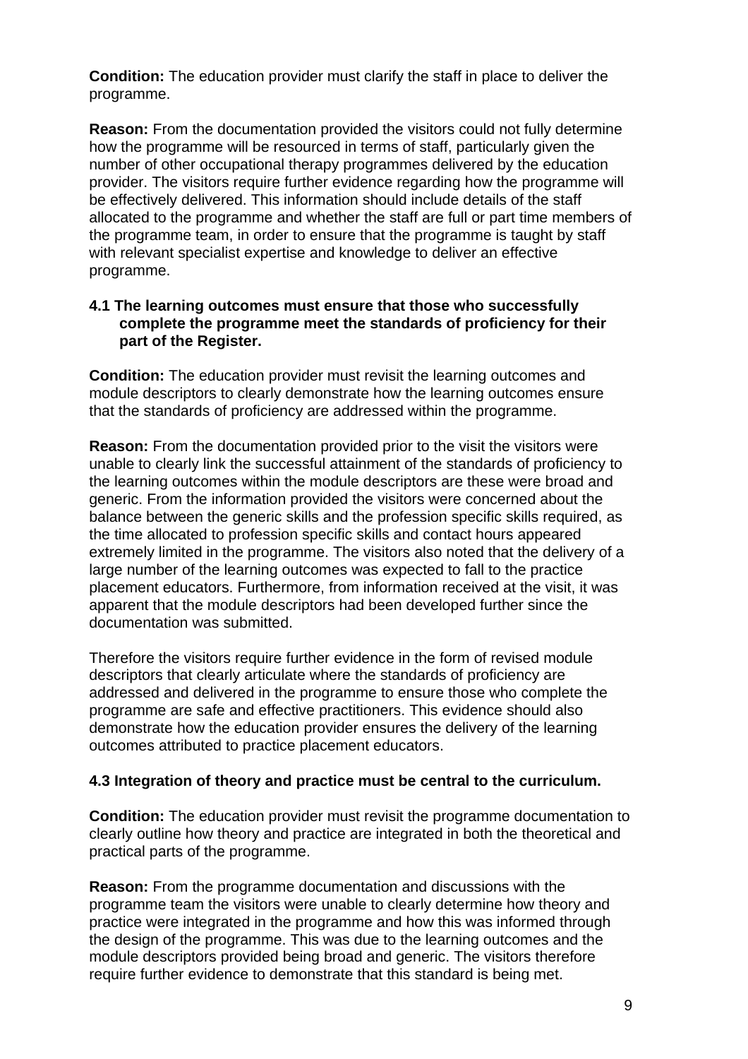**Condition:** The education provider must clarify the staff in place to deliver the programme.

**Reason:** From the documentation provided the visitors could not fully determine how the programme will be resourced in terms of staff, particularly given the number of other occupational therapy programmes delivered by the education provider. The visitors require further evidence regarding how the programme will be effectively delivered. This information should include details of the staff allocated to the programme and whether the staff are full or part time members of the programme team, in order to ensure that the programme is taught by staff with relevant specialist expertise and knowledge to deliver an effective programme.

**4.1 The learning outcomes must ensure that those who successfully complete the programme meet the standards of proficiency for their part of the Register.**

**Condition:** The education provider must revisit the learning outcomes and module descriptors to clearly demonstrate how the learning outcomes ensure that the standards of proficiency are addressed within the programme.

**Reason:** From the documentation provided prior to the visit the visitors were unable to clearly link the successful attainment of the standards of proficiency to the learning outcomes within the module descriptors are these were broad and generic. From the information provided the visitors were concerned about the balance between the generic skills and the profession specific skills required, as the time allocated to profession specific skills and contact hours appeared extremely limited in the programme. The visitors also noted that the delivery of a large number of the learning outcomes was expected to fall to the practice placement educators. Furthermore, from information received at the visit, it was apparent that the module descriptors had been developed further since the documentation was submitted.

Therefore the visitors require further evidence in the form of revised module descriptors that clearly articulate where the standards of proficiency are addressed and delivered in the programme to ensure those who complete the programme are safe and effective practitioners. This evidence should also demonstrate how the education provider ensures the delivery of the learning outcomes attributed to practice placement educators.

**4.3 Integration of theory and practice must be central to the curriculum.**

**Condition:** The education provider must revisit the programme documentation to clearly outline how theory and practice are integrated in both the theoretical and practical parts of the programme.

**Reason:** From the programme documentation and discussions with the programme team the visitors were unable to clearly determine how theory and practice were integrated in the programme and how this was informed through the design of the programme. This was due to the learning outcomes and the module descriptors provided being broad and generic. The visitors therefore require further evidence to demonstrate that this standard is being met.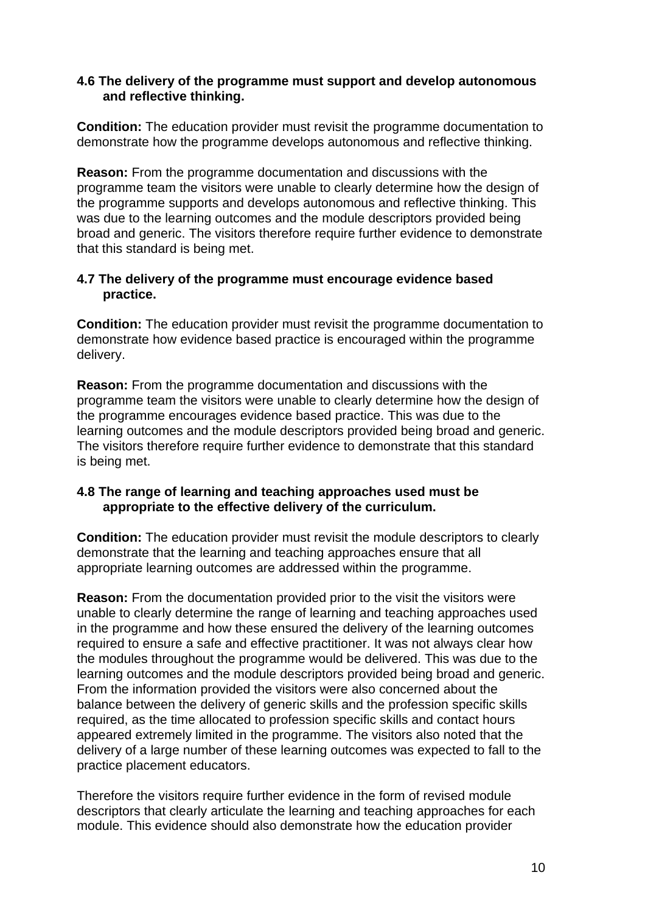**4.6 The delivery of the programme must support and develop autonomous and reflective thinking.**

**Condition:** The education provider must revisit the programme documentation to demonstrate how the programme develops autonomous and reflective thinking.

**Reason:** From the programme documentation and discussions with the programme team the visitors were unable to clearly determine how the design of the programme supports and develops autonomous and reflective thinking. This was due to the learning outcomes and the module descriptors provided being broad and generic. The visitors therefore require further evidence to demonstrate that this standard is being met.

**4.7 The delivery of the programme must encourage evidence based practice.**

**Condition:** The education provider must revisit the programme documentation to demonstrate how evidence based practice is encouraged within the programme delivery.

**Reason:** From the programme documentation and discussions with the programme team the visitors were unable to clearly determine how the design of the programme encourages evidence based practice. This was due to the learning outcomes and the module descriptors provided being broad and generic. The visitors therefore require further evidence to demonstrate that this standard is being met.

**4.8 The range of learning and teaching approaches used must be appropriate to the effective delivery of the curriculum.**

**Condition:** The education provider must revisit the module descriptors to clearly demonstrate that the learning and teaching approaches ensure that all appropriate learning outcomes are addressed within the programme.

**Reason:** From the documentation provided prior to the visit the visitors were unable to clearly determine the range of learning and teaching approaches used in the programme and how these ensured the delivery of the learning outcomes required to ensure a safe and effective practitioner. It was not always clear how the modules throughout the programme would be delivered. This was due to the learning outcomes and the module descriptors provided being broad and generic. From the information provided the visitors were also concerned about the balance between the delivery of generic skills and the profession specific skills required, as the time allocated to profession specific skills and contact hours appeared extremely limited in the programme. The visitors also noted that the delivery of a large number of these learning outcomes was expected to fall to the practice placement educators.

Therefore the visitors require further evidence in the form of revised module descriptors that clearly articulate the learning and teaching approaches for each module. This evidence should also demonstrate how the education provider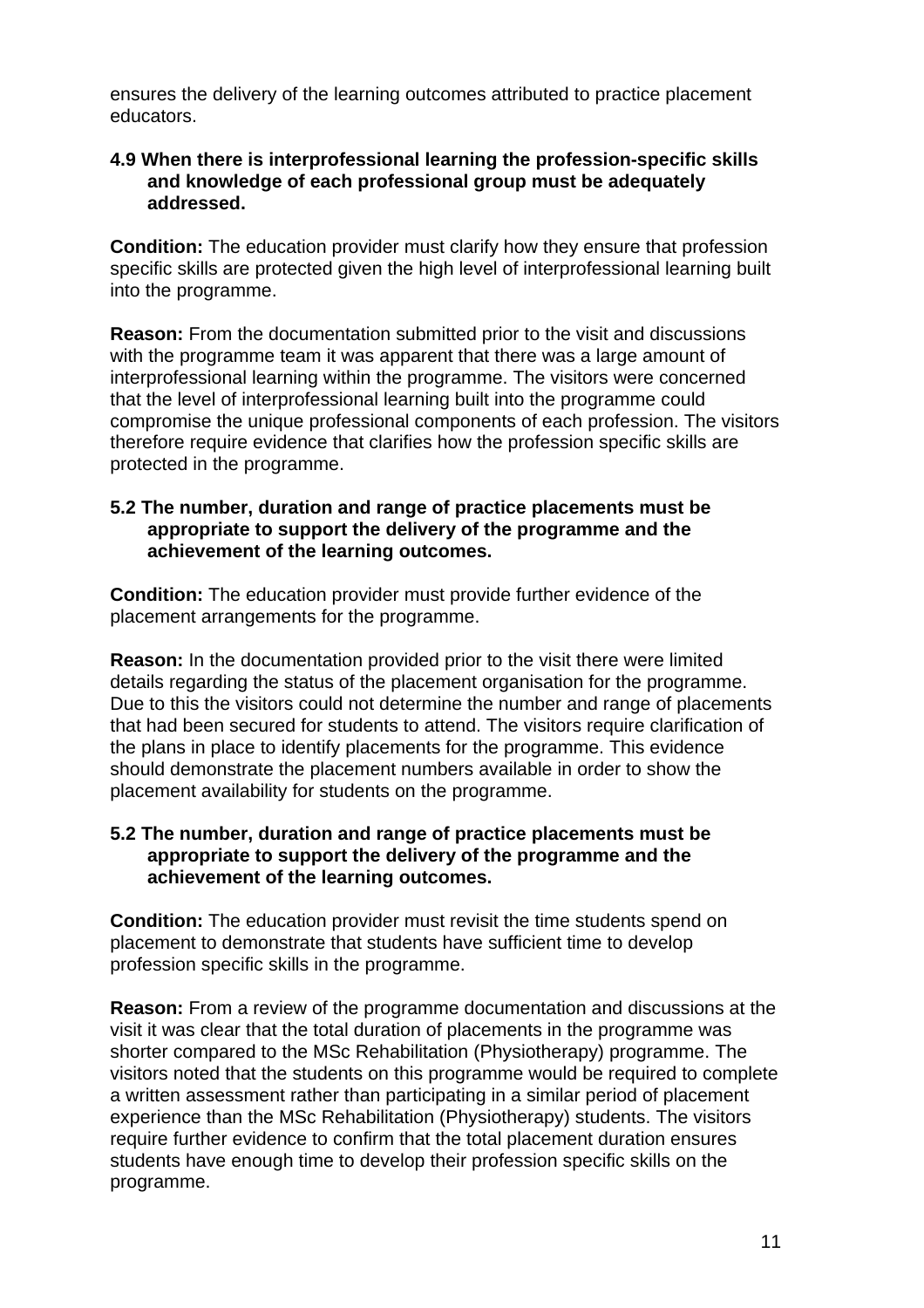ensures the delivery of the learning outcomes attributed to practice placement educators.

**4.9 When there is interprofessional learning the profession-specific skills and knowledge of each professional group must be adequately addressed.**

**Condition:** The education provider must clarify how they ensure that profession specific skills are protected given the high level of interprofessional learning built into the programme.

**Reason:** From the documentation submitted prior to the visit and discussions with the programme team it was apparent that there was a large amount of interprofessional learning within the programme. The visitors were concerned that the level of interprofessional learning built into the programme could compromise the unique professional components of each profession. The visitors therefore require evidence that clarifies how the profession specific skills are protected in the programme.

**5.2 The number, duration and range of practice placements must be appropriate to support the delivery of the programme and the achievement of the learning outcomes.**

**Condition:** The education provider must provide further evidence of the placement arrangements for the programme.

**Reason:** In the documentation provided prior to the visit there were limited details regarding the status of the placement organisation for the programme. Due to this the visitors could not determine the number and range of placements that had been secured for students to attend. The visitors require clarification of the plans in place to identify placements for the programme. This evidence should demonstrate the placement numbers available in order to show the placement availability for students on the programme.

**5.2 The number, duration and range of practice placements must be appropriate to support the delivery of the programme and the achievement of the learning outcomes.**

**Condition:** The education provider must revisit the time students spend on placement to demonstrate that students have sufficient time to develop profession specific skills in the programme.

**Reason:** From a review of the programme documentation and discussions at the visit it was clear that the total duration of placements in the programme was shorter compared to the MSc Rehabilitation (Physiotherapy) programme. The visitors noted that the students on this programme would be required to complete a written assessment rather than participating in a similar period of placement experience than the MSc Rehabilitation (Physiotherapy) students. The visitors require further evidence to confirm that the total placement duration ensures students have enough time to develop their profession specific skills on the programme.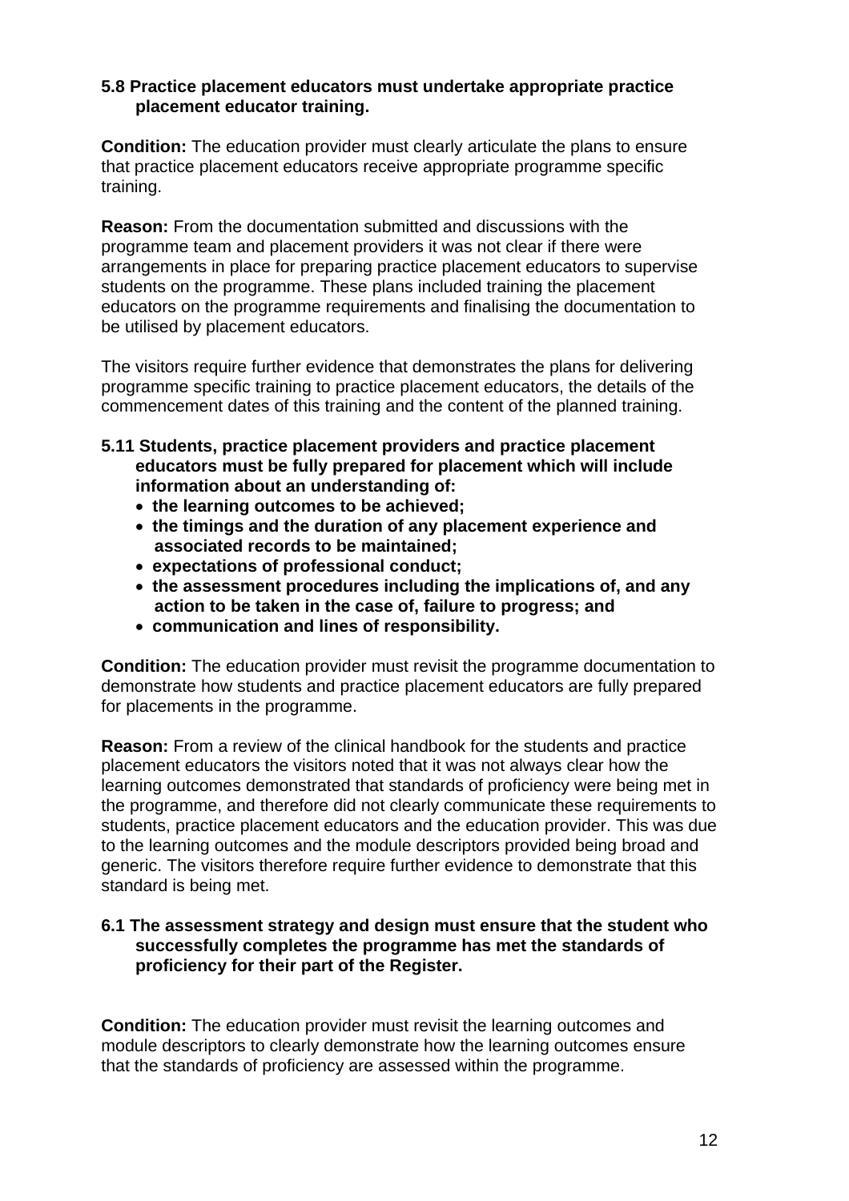**5.8 Practice placement educators must undertake appropriate practice placement educator training.**

**Condition:** The education provider must clearly articulate the plans to ensure that practice placement educators receive appropriate programme specific training.

**Reason:** From the documentation submitted and discussions with the programme team and placement providers it was not clear if there were arrangements in place for preparing practice placement educators to supervise students on the programme. These plans included training the placement educators on the programme requirements and finalising the documentation to be utilised by placement educators.

The visitors require further evidence that demonstrates the plans for delivering programme specific training to practice placement educators, the details of the commencement dates of this training and the content of the planned training.

**5.11 Students, practice placement providers and practice placement educators must be fully prepared for placement which will include information about an understanding of:**

- **the learning outcomes to be achieved;**
- **the timings and the duration of any placement experience and associated records to be maintained;**
- **expectations of professional conduct;**
- **the assessment procedures including the implications of, and any action to be taken in the case of, failure to progress; and**
- **communication and lines of responsibility.**

**Condition:** The education provider must revisit the programme documentation to demonstrate how students and practice placement educators are fully prepared for placements in the programme.

**Reason:** From a review of the clinical handbook for the students and practice placement educators the visitors noted that it was not always clear how the learning outcomes demonstrated that standards of proficiency were being met in the programme, and therefore did not clearly communicate these requirements to students, practice placement educators and the education provider. This was due to the learning outcomes and the module descriptors provided being broad and generic. The visitors therefore require further evidence to demonstrate that this standard is being met.

**6.1 The assessment strategy and design must ensure that the student who successfully completes the programme has met the standards of proficiency for their part of the Register.**

**Condition:** The education provider must revisit the learning outcomes and module descriptors to clearly demonstrate how the learning outcomes ensure that the standards of proficiency are assessed within the programme.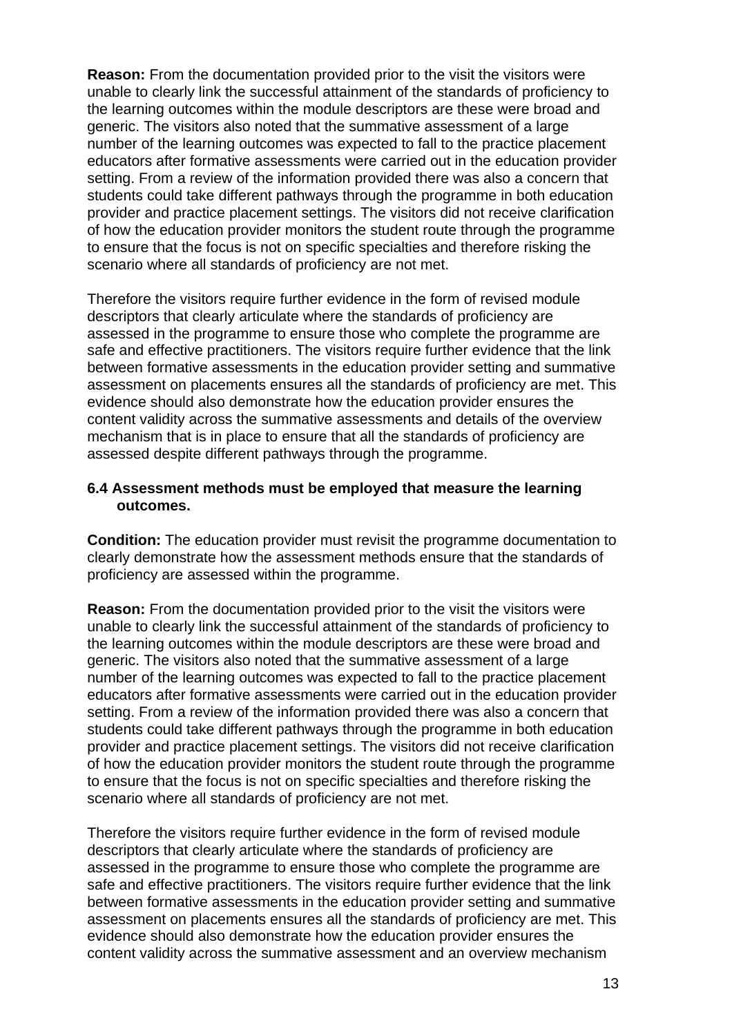**Reason:** From the documentation provided prior to the visit the visitors were unable to clearly link the successful attainment of the standards of proficiency to the learning outcomes within the module descriptors are these were broad and generic. The visitors also noted that the summative assessment of a large number of the learning outcomes was expected to fall to the practice placement educators after formative assessments were carried out in the education provider setting. From a review of the information provided there was also a concern that students could take different pathways through the programme in both education provider and practice placement settings. The visitors did not receive clarification of how the education provider monitors the student route through the programme to ensure that the focus is not on specific specialties and therefore risking the scenario where all standards of proficiency are not met.

Therefore the visitors require further evidence in the form of revised module descriptors that clearly articulate where the standards of proficiency are assessed in the programme to ensure those who complete the programme are safe and effective practitioners. The visitors require further evidence that the link between formative assessments in the education provider setting and summative assessment on placements ensures all the standards of proficiency are met. This evidence should also demonstrate how the education provider ensures the content validity across the summative assessments and details of the overview mechanism that is in place to ensure that all the standards of proficiency are assessed despite different pathways through the programme.

**6.4 Assessment methods must be employed that measure the learning outcomes.**

**Condition:** The education provider must revisit the programme documentation to clearly demonstrate how the assessment methods ensure that the standards of proficiency are assessed within the programme.

**Reason:** From the documentation provided prior to the visit the visitors were unable to clearly link the successful attainment of the standards of proficiency to the learning outcomes within the module descriptors are these were broad and generic. The visitors also noted that the summative assessment of a large number of the learning outcomes was expected to fall to the practice placement educators after formative assessments were carried out in the education provider setting. From a review of the information provided there was also a concern that students could take different pathways through the programme in both education provider and practice placement settings. The visitors did not receive clarification of how the education provider monitors the student route through the programme to ensure that the focus is not on specific specialties and therefore risking the scenario where all standards of proficiency are not met.

Therefore the visitors require further evidence in the form of revised module descriptors that clearly articulate where the standards of proficiency are assessed in the programme to ensure those who complete the programme are safe and effective practitioners. The visitors require further evidence that the link between formative assessments in the education provider setting and summative assessment on placements ensures all the standards of proficiency are met. This evidence should also demonstrate how the education provider ensures the content validity across the summative assessment and an overview mechanism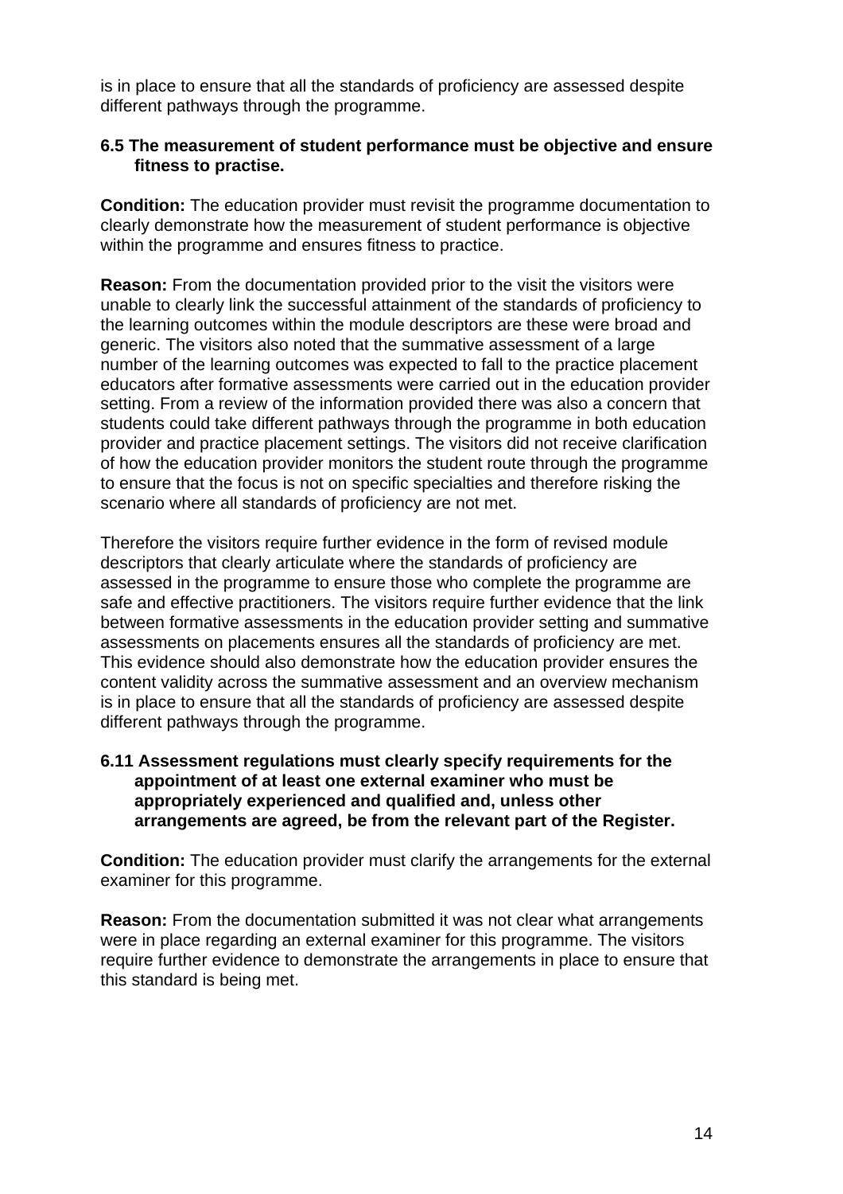is in place to ensure that all the standards of proficiency are assessed despite different pathways through the programme.

**6.5 The measurement of student performance must be objective and ensure fitness to practise.**

**Condition:** The education provider must revisit the programme documentation to clearly demonstrate how the measurement of student performance is objective within the programme and ensures fitness to practice.

**Reason:** From the documentation provided prior to the visit the visitors were unable to clearly link the successful attainment of the standards of proficiency to the learning outcomes within the module descriptors are these were broad and generic. The visitors also noted that the summative assessment of a large number of the learning outcomes was expected to fall to the practice placement educators after formative assessments were carried out in the education provider setting. From a review of the information provided there was also a concern that students could take different pathways through the programme in both education provider and practice placement settings. The visitors did not receive clarification of how the education provider monitors the student route through the programme to ensure that the focus is not on specific specialties and therefore risking the scenario where all standards of proficiency are not met.

Therefore the visitors require further evidence in the form of revised module descriptors that clearly articulate where the standards of proficiency are assessed in the programme to ensure those who complete the programme are safe and effective practitioners. The visitors require further evidence that the link between formative assessments in the education provider setting and summative assessments on placements ensures all the standards of proficiency are met. This evidence should also demonstrate how the education provider ensures the content validity across the summative assessment and an overview mechanism is in place to ensure that all the standards of proficiency are assessed despite different pathways through the programme.

**6.11 Assessment regulations must clearly specify requirements for the appointment of at least one external examiner who must be appropriately experienced and qualified and, unless other arrangements are agreed, be from the relevant part of the Register.**

**Condition:** The education provider must clarify the arrangements for the external examiner for this programme.

**Reason:** From the documentation submitted it was not clear what arrangements were in place regarding an external examiner for this programme. The visitors require further evidence to demonstrate the arrangements in place to ensure that this standard is being met.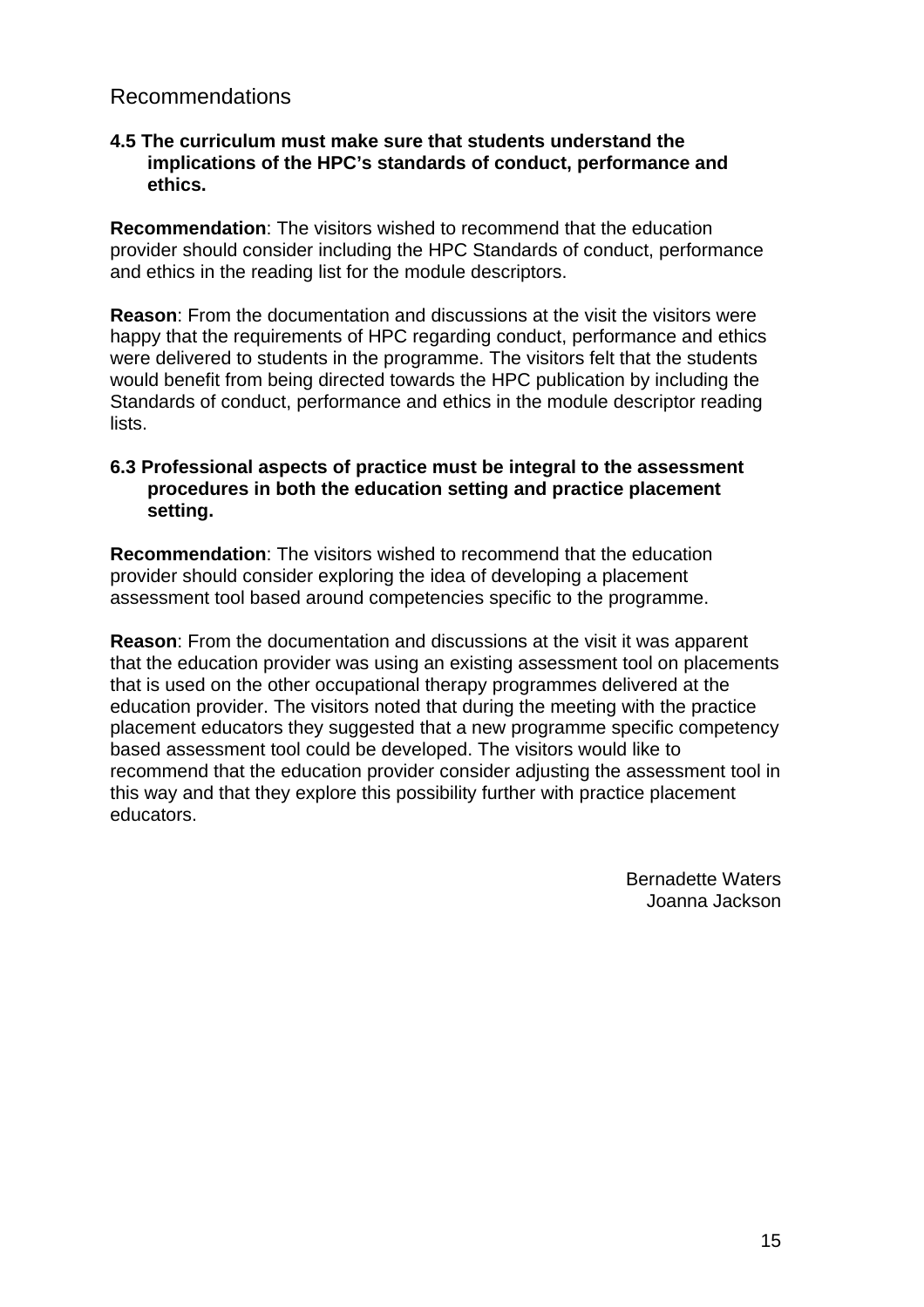## Recommendations

**4.5 The curriculum must make sure that students understand the implications of the HPC's standards of conduct, performance and ethics.**

**Recommendation**: The visitors wished to recommend that the education provider should consider including the HPC Standards of conduct, performance and ethics in the reading list for the module descriptors.

**Reason**: From the documentation and discussions at the visit the visitors were happy that the requirements of HPC regarding conduct, performance and ethics were delivered to students in the programme. The visitors felt that the students would benefit from being directed towards the HPC publication by including the Standards of conduct, performance and ethics in the module descriptor reading lists.

**6.3 Professional aspects of practice must be integral to the assessment procedures in both the education setting and practice placement setting.**

**Recommendation**: The visitors wished to recommend that the education provider should consider exploring the idea of developing a placement assessment tool based around competencies specific to the programme.

**Reason**: From the documentation and discussions at the visit it was apparent that the education provider was using an existing assessment tool on placements that is used on the other occupational therapy programmes delivered at the education provider. The visitors noted that during the meeting with the practice placement educators they suggested that a new programme specific competency based assessment tool could be developed. The visitors would like to recommend that the education provider consider adjusting the assessment tool in this way and that they explore this possibility further with practice placement educators.

Bernadette Waters
Joanna Jackson